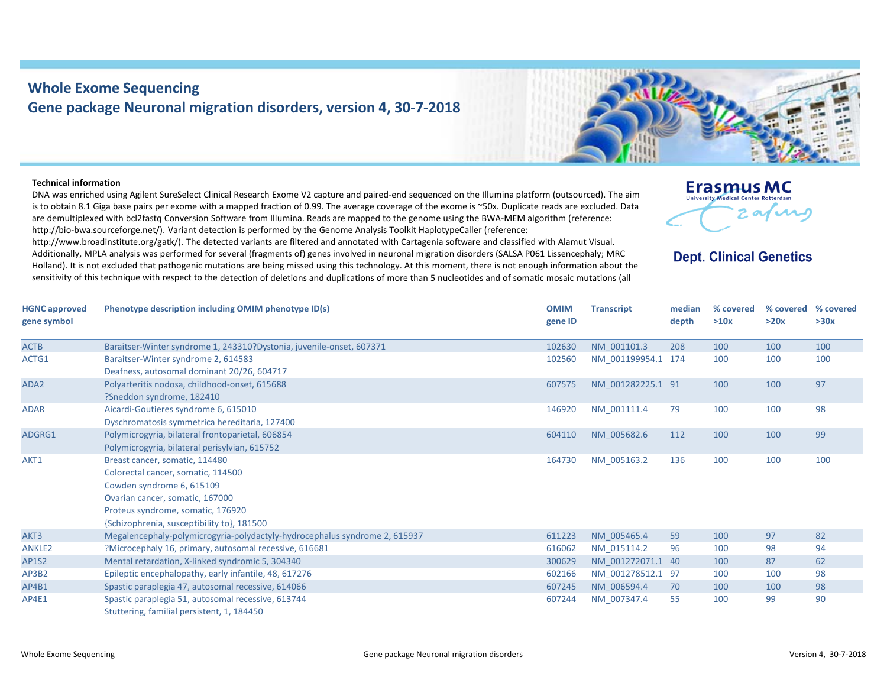# Whole Exome Sequencing

## Gene package Neuronal migration disorders, version 4, 30-7-2018

**Technical information**

DNA was enriched using Agilent SureSelect Clinical Research Exome V2 capture and paired-end sequenced on the Illumina platform (outsourced). The aim is to obtain 8.1 Giga base pairs per exome with a mapped fraction of 0.99. The average coverage of the exome is ~50x. Duplicate reads are excluded. Data are demultiplexed with bcl2fastq Conversion Software from Illumina. Reads are mapped to the genome using the BWA-MEM algorithm (reference: http://bio-bwa.sourceforge.net/). Variant detection is performed by the Genome Analysis Toolkit HaplotypeCaller (reference: http://www.broadinstitute.org/gatk/). The detected variants are filtered and annotated with Cartagenia software and classified with Alamut Visual. Additionally, MPLA analysis was performed for several (fragments of) genes involved in neuronal migration disorders (SALSA P061 Lissencephaly; MRC Holland). It is not excluded that pathogenic mutations are being missed using this technology. At this moment, there is not enough information about the sensitivity of this technique with respect to the detection of deletions and duplications of more than 5 nucleotides and of somatic mosaic mutations (all

**Erasmus MC**

**Dept. Clinical Genetics**

| HGNC approved gene symbol | Phenotype description including OMIM phenotype ID(s) | OMIM gene ID | Transcript | median depth | % covered >10x | % covered >20x | % covered >30x |
|---|---|---|---|---|---|---|---|
| ACTB | Baraitser-Winter syndrome 1, 243310?Dystonia, juvenile-onset, 607371 | 102630 | NM_001101.3 | 208 | 100 | 100 | 100 |
| ACTG1 | Baraitser-Winter syndrome 2, 614583<br>Deafness, autosomal dominant 20/26, 604717 | 102560 | NM_001199954.1 | 174 | 100 | 100 | 100 |
| ADA2 | Polyarteritis nodosa, childhood-onset, 615688<br>?Sneddon syndrome, 182410 | 607575 | NM_001282225.1 | 91 | 100 | 100 | 97 |
| ADAR | Aicardi-Goutieres syndrome 6, 615010<br>Dyschromatosis symmetrica hereditaria, 127400 | 146920 | NM_001111.4 | 79 | 100 | 100 | 98 |
| ADGRG1 | Polymicrogyria, bilateral frontoparietal, 606854<br>Polymicrogyria, bilateral perisylvian, 615752 | 604110 | NM_005682.6 | 112 | 100 | 100 | 99 |
| AKT1 | Breast cancer, somatic, 114480<br>Colorectal cancer, somatic, 114500<br>Cowden syndrome 6, 615109<br>Ovarian cancer, somatic, 167000<br>Proteus syndrome, somatic, 176920<br>{Schizophrenia, susceptibility to}, 181500 | 164730 | NM_005163.2 | 136 | 100 | 100 | 100 |
| AKT3 | Megalencephaly-polymicrogyria-polydactyly-hydrocephalus syndrome 2, 615937 | 611223 | NM_005465.4 | 59 | 100 | 97 | 82 |
| ANKLE2 | ?Microcephaly 16, primary, autosomal recessive, 616681 | 616062 | NM_015114.2 | 96 | 100 | 98 | 94 |
| AP1S2 | Mental retardation, X-linked syndromic 5, 304340 | 300629 | NM_001272071.1 | 40 | 100 | 87 | 62 |
| AP3B2 | Epileptic encephalopathy, early infantile, 48, 617276 | 602166 | NM_001278512.1 | 97 | 100 | 100 | 98 |
| AP4B1 | Spastic paraplegia 47, autosomal recessive, 614066 | 607245 | NM_006594.4 | 70 | 100 | 100 | 98 |
| AP4E1 | Spastic paraplegia 51, autosomal recessive, 613744<br>Stuttering, familial persistent, 1, 184450 | 607244 | NM_007347.4 | 55 | 100 | 99 | 90 |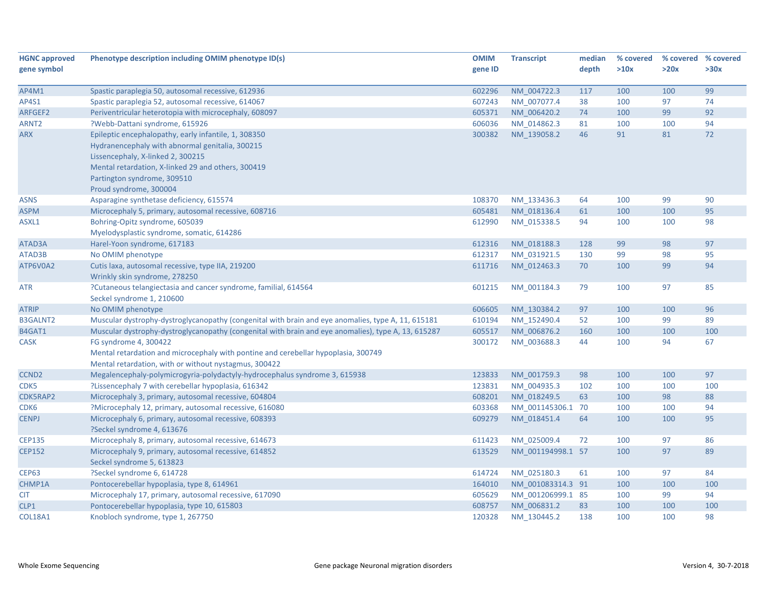| HGNC approved gene symbol | Phenotype description including OMIM phenotype ID(s) | OMIM gene ID | Transcript | median depth | % covered >10x | % covered >20x | % covered >30x |
|---|---|---|---|---|---|---|---|
| AP4M1 | Spastic paraplegia 50, autosomal recessive, 612936 | 602296 | NM_004722.3 | 117 | 100 | 100 | 99 |
| AP4S1 | Spastic paraplegia 52, autosomal recessive, 614067 | 607243 | NM_007077.4 | 38 | 100 | 97 | 74 |
| ARFGEF2 | Periventricular heterotopia with microcephaly, 608097 | 605371 | NM_006420.2 | 74 | 100 | 99 | 92 |
| ARNT2 | ?Webb-Dattani syndrome, 615926 | 606036 | NM_014862.3 | 81 | 100 | 100 | 94 |
| ARX | Epileptic encephalopathy, early infantile, 1, 308350<br>Hydranencephaly with abnormal genitalia, 300215<br>Lissencephaly, X-linked 2, 300215<br>Mental retardation, X-linked 29 and others, 300419<br>Partington syndrome, 309510<br>Proud syndrome, 300004 | 300382 | NM_139058.2 | 46 | 91 | 81 | 72 |
| ASNS | Asparagine synthetase deficiency, 615574 | 108370 | NM_133436.3 | 64 | 100 | 99 | 90 |
| ASPM | Microcephaly 5, primary, autosomal recessive, 608716 | 605481 | NM_018136.4 | 61 | 100 | 100 | 95 |
| ASXL1 | Bohring-Opitz syndrome, 605039<br>Myelodysplastic syndrome, somatic, 614286 | 612990 | NM_015338.5 | 94 | 100 | 100 | 98 |
| ATAD3A | Harel-Yoon syndrome, 617183 | 612316 | NM_018188.3 | 128 | 99 | 98 | 97 |
| ATAD3B | No OMIM phenotype | 612317 | NM_031921.5 | 130 | 99 | 98 | 95 |
| ATP6V0A2 | Cutis laxa, autosomal recessive, type IIA, 219200<br>Wrinkly skin syndrome, 278250 | 611716 | NM_012463.3 | 70 | 100 | 99 | 94 |
| ATR | ?Cutaneous telangiectasia and cancer syndrome, familial, 614564<br>Seckel syndrome 1, 210600 | 601215 | NM_001184.3 | 79 | 100 | 97 | 85 |
| ATRIP | No OMIM phenotype | 606605 | NM_130384.2 | 97 | 100 | 100 | 96 |
| B3GALNT2 | Muscular dystrophy-dystroglycanopathy (congenital with brain and eye anomalies, type A, 11, 615181 | 610194 | NM_152490.4 | 52 | 100 | 99 | 89 |
| B4GAT1 | Muscular dystrophy-dystroglycanopathy (congenital with brain and eye anomalies), type A, 13, 615287 | 605517 | NM_006876.2 | 160 | 100 | 100 | 100 |
| CASK | FG syndrome 4, 300422<br>Mental retardation and microcephaly with pontine and cerebellar hypoplasia, 300749<br>Mental retardation, with or without nystagmus, 300422 | 300172 | NM_003688.3 | 44 | 100 | 94 | 67 |
| CCND2 | Megalencephaly-polymicrogyria-polydactyly-hydrocephalus syndrome 3, 615938 | 123833 | NM_001759.3 | 98 | 100 | 100 | 97 |
| CDK5 | ?Lissencephaly 7 with cerebellar hypoplasia, 616342 | 123831 | NM_004935.3 | 102 | 100 | 100 | 100 |
| CDK5RAP2 | Microcephaly 3, primary, autosomal recessive, 604804 | 608201 | NM_018249.5 | 63 | 100 | 98 | 88 |
| CDK6 | ?Microcephaly 12, primary, autosomal recessive, 616080 | 603368 | NM_001145306.1 | 70 | 100 | 100 | 94 |
| CENPJ | Microcephaly 6, primary, autosomal recessive, 608393<br>?Seckel syndrome 4, 613676 | 609279 | NM_018451.4 | 64 | 100 | 100 | 95 |
| CEP135 | Microcephaly 8, primary, autosomal recessive, 614673 | 611423 | NM_025009.4 | 72 | 100 | 97 | 86 |
| CEP152 | Microcephaly 9, primary, autosomal recessive, 614852<br>Seckel syndrome 5, 613823 | 613529 | NM_001194998.1 | 57 | 100 | 97 | 89 |
| CEP63 | ?Seckel syndrome 6, 614728 | 614724 | NM_025180.3 | 61 | 100 | 97 | 84 |
| CHMP1A | Pontocerebellar hypoplasia, type 8, 614961 | 164010 | NM_001083314.3 | 91 | 100 | 100 | 100 |
| CIT | Microcephaly 17, primary, autosomal recessive, 617090 | 605629 | NM_001206999.1 | 85 | 100 | 99 | 94 |
| CLP1 | Pontocerebellar hypoplasia, type 10, 615803 | 608757 | NM_006831.2 | 83 | 100 | 100 | 100 |
| COL18A1 | Knobloch syndrome, type 1, 267750 | 120328 | NM_130445.2 | 138 | 100 | 100 | 98 |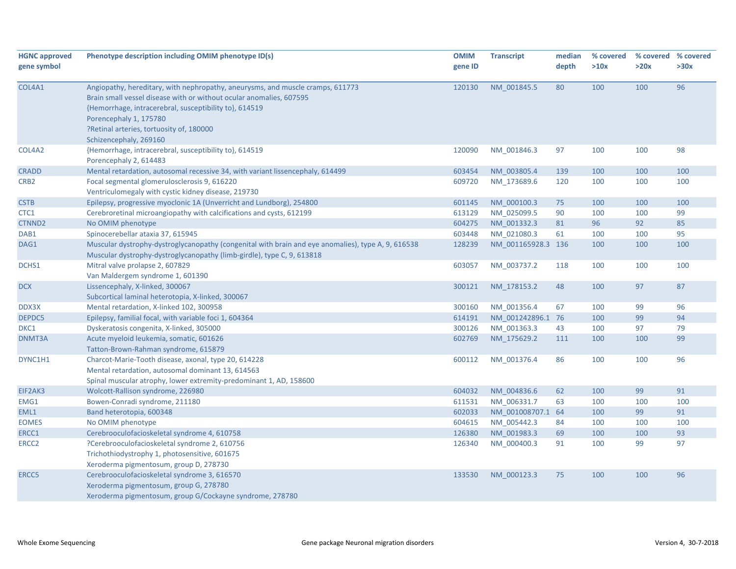| HGNC approved gene symbol | Phenotype description including OMIM phenotype ID(s) | OMIM gene ID | Transcript | median depth | % covered >10x | % covered >20x | % covered >30x |
|---|---|---|---|---|---|---|---|
| COL4A1 | Angiopathy, hereditary, with nephropathy, aneurysms, and muscle cramps, 611773<br>Brain small vessel disease with or without ocular anomalies, 607595<br>{Hemorrhage, intracerebral, susceptibility to}, 614519<br>Porencephaly 1, 175780<br>?Retinal arteries, tortuosity of, 180000<br>Schizencephaly, 269160 | 120130 | NM_001845.5 | 80 | 100 | 100 | 96 |
| COL4A2 | {Hemorrhage, intracerebral, susceptibility to}, 614519<br>Porencephaly 2, 614483 | 120090 | NM_001846.3 | 97 | 100 | 100 | 98 |
| CRADD | Mental retardation, autosomal recessive 34, with variant lissencephaly, 614499 | 603454 | NM_003805.4 | 139 | 100 | 100 | 100 |
| CRB2 | Focal segmental glomerulosclerosis 9, 616220<br>Ventriculomegaly with cystic kidney disease, 219730 | 609720 | NM_173689.6 | 120 | 100 | 100 | 100 |
| CSTB | Epilepsy, progressive myoclonic 1A (Unverricht and Lundborg), 254800 | 601145 | NM_000100.3 | 75 | 100 | 100 | 100 |
| CTC1 | Cerebroretinal microangiopathy with calcifications and cysts, 612199 | 613129 | NM_025099.5 | 90 | 100 | 100 | 99 |
| CTNND2 | No OMIM phenotype | 604275 | NM_001332.3 | 81 | 96 | 92 | 85 |
| DAB1 | Spinocerebellar ataxia 37, 615945 | 603448 | NM_021080.3 | 61 | 100 | 100 | 95 |
| DAG1 | Muscular dystrophy-dystroglycanopathy (congenital with brain and eye anomalies), type A, 9, 616538<br>Muscular dystrophy-dystroglycanopathy (limb-girdle), type C, 9, 613818 | 128239 | NM_001165928.3 | 136 | 100 | 100 | 100 |
| DCHS1 | Mitral valve prolapse 2, 607829<br>Van Maldergem syndrome 1, 601390 | 603057 | NM_003737.2 | 118 | 100 | 100 | 100 |
| DCX | Lissencephaly, X-linked, 300067<br>Subcortical laminal heterotopia, X-linked, 300067 | 300121 | NM_178153.2 | 48 | 100 | 97 | 87 |
| DDX3X | Mental retardation, X-linked 102, 300958 | 300160 | NM_001356.4 | 67 | 100 | 99 | 96 |
| DEPDC5 | Epilepsy, familial focal, with variable foci 1, 604364 | 614191 | NM_001242896.1 | 76 | 100 | 99 | 94 |
| DKC1 | Dyskeratosis congenita, X-linked, 305000 | 300126 | NM_001363.3 | 43 | 100 | 97 | 79 |
| DNMT3A | Acute myeloid leukemia, somatic, 601626<br>Tatton-Brown-Rahman syndrome, 615879 | 602769 | NM_175629.2 | 111 | 100 | 100 | 99 |
| DYNC1H1 | Charcot-Marie-Tooth disease, axonal, type 20, 614228<br>Mental retardation, autosomal dominant 13, 614563<br>Spinal muscular atrophy, lower extremity-predominant 1, AD, 158600 | 600112 | NM_001376.4 | 86 | 100 | 100 | 96 |
| EIF2AK3 | Wolcott-Rallison syndrome, 226980 | 604032 | NM_004836.6 | 62 | 100 | 99 | 91 |
| EMG1 | Bowen-Conradi syndrome, 211180 | 611531 | NM_006331.7 | 63 | 100 | 100 | 100 |
| EML1 | Band heterotopia, 600348 | 602033 | NM_001008707.1 | 64 | 100 | 99 | 91 |
| EOMES | No OMIM phenotype | 604615 | NM_005442.3 | 84 | 100 | 100 | 100 |
| ERCC1 | Cerebrooculofacioskeletal syndrome 4, 610758 | 126380 | NM_001983.3 | 69 | 100 | 100 | 93 |
| ERCC2 | ?Cerebrooculofacioskeletal syndrome 2, 610756<br>Trichothiodystrophy 1, photosensitive, 601675<br>Xeroderma pigmentosum, group D, 278730 | 126340 | NM_000400.3 | 91 | 100 | 99 | 97 |
| ERCC5 | Cerebrooculofacioskeletal syndrome 3, 616570<br>Xeroderma pigmentosum, group G, 278780<br>Xeroderma pigmentosum, group G/Cockayne syndrome, 278780 | 133530 | NM_000123.3 | 75 | 100 | 100 | 96 |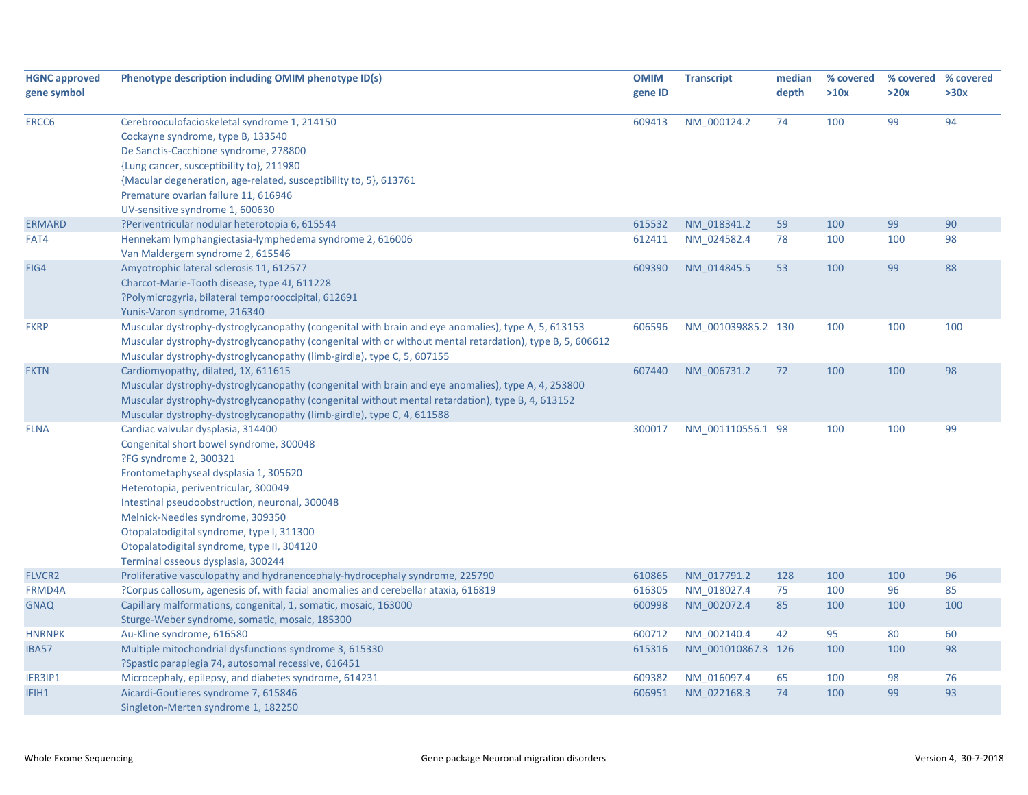| HGNC approved gene symbol | Phenotype description including OMIM phenotype ID(s) | OMIM gene ID | Transcript | median depth | % covered >10x | % covered >20x | % covered >30x |
|---|---|---|---|---|---|---|---|
| ERCC6 | Cerebrooculofacioskeletal syndrome 1, 214150<br>Cockayne syndrome, type B, 133540<br>De Sanctis-Cacchione syndrome, 278800<br>{Lung cancer, susceptibility to}, 211980<br>{Macular degeneration, age-related, susceptibility to, 5}, 613761<br>Premature ovarian failure 11, 616946<br>UV-sensitive syndrome 1, 600630 | 609413 | NM_000124.2 | 74 | 100 | 99 | 94 |
| ERMARD | ?Periventricular nodular heterotopia 6, 615544 | 615532 | NM_018341.2 | 59 | 100 | 99 | 90 |
| FAT4 | Hennekam lymphangiectasia-lymphedema syndrome 2, 616006<br>Van Maldergem syndrome 2, 615546 | 612411 | NM_024582.4 | 78 | 100 | 100 | 98 |
| FIG4 | Amyotrophic lateral sclerosis 11, 612577<br>Charcot-Marie-Tooth disease, type 4J, 611228<br>?Polymicrogyria, bilateral temporooccipital, 612691<br>Yunis-Varon syndrome, 216340 | 609390 | NM_014845.5 | 53 | 100 | 99 | 88 |
| FKRP | Muscular dystrophy-dystroglycanopathy (congenital with brain and eye anomalies), type A, 5, 613153<br>Muscular dystrophy-dystroglycanopathy (congenital with or without mental retardation), type B, 5, 606612<br>Muscular dystrophy-dystroglycanopathy (limb-girdle), type C, 5, 607155 | 606596 | NM_001039885.2 | 130 | 100 | 100 | 100 |
| FKTN | Cardiomyopathy, dilated, 1X, 611615<br>Muscular dystrophy-dystroglycanopathy (congenital with brain and eye anomalies), type A, 4, 253800<br>Muscular dystrophy-dystroglycanopathy (congenital without mental retardation), type B, 4, 613152<br>Muscular dystrophy-dystroglycanopathy (limb-girdle), type C, 4, 611588 | 607440 | NM_006731.2 | 72 | 100 | 100 | 98 |
| FLNA | Cardiac valvular dysplasia, 314400<br>Congenital short bowel syndrome, 300048<br>?FG syndrome 2, 300321<br>Frontometaphyseal dysplasia 1, 305620<br>Heterotopia, periventricular, 300049<br>Intestinal pseudoobstruction, neuronal, 300048<br>Melnick-Needles syndrome, 309350<br>Otopalatodigital syndrome, type I, 311300<br>Otopalatodigital syndrome, type II, 304120<br>Terminal osseous dysplasia, 300244 | 300017 | NM_001110556.1 | 98 | 100 | 100 | 99 |
| FLVCR2 | Proliferative vasculopathy and hydranencephaly-hydrocephaly syndrome, 225790 | 610865 | NM_017791.2 | 128 | 100 | 100 | 96 |
| FRMD4A | ?Corpus callosum, agenesis of, with facial anomalies and cerebellar ataxia, 616819 | 616305 | NM_018027.4 | 75 | 100 | 96 | 85 |
| GNAQ | Capillary malformations, congenital, 1, somatic, mosaic, 163000<br>Sturge-Weber syndrome, somatic, mosaic, 185300 | 600998 | NM_002072.4 | 85 | 100 | 100 | 100 |
| HNRNPK | Au-Kline syndrome, 616580 | 600712 | NM_002140.4 | 42 | 95 | 80 | 60 |
| IBA57 | Multiple mitochondrial dysfunctions syndrome 3, 615330<br>?Spastic paraplegia 74, autosomal recessive, 616451 | 615316 | NM_001010867.3 | 126 | 100 | 100 | 98 |
| IER3IP1 | Microcephaly, epilepsy, and diabetes syndrome, 614231 | 609382 | NM_016097.4 | 65 | 100 | 98 | 76 |
| IFIH1 | Aicardi-Goutieres syndrome 7, 615846<br>Singleton-Merten syndrome 1, 182250 | 606951 | NM_022168.3 | 74 | 100 | 99 | 93 |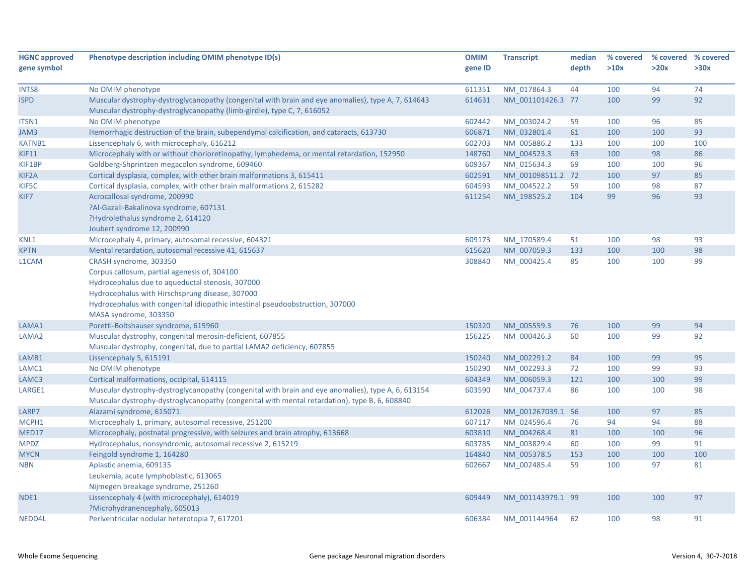| HGNC approved gene symbol | Phenotype description including OMIM phenotype ID(s) | OMIM gene ID | Transcript | median depth | % covered >10x | % covered >20x | % covered >30x |
|---|---|---|---|---|---|---|---|
| INTS8 | No OMIM phenotype | 611351 | NM_017864.3 | 44 | 100 | 94 | 74 |
| ISPD | Muscular dystrophy-dystroglycanopathy (congenital with brain and eye anomalies), type A, 7, 614643<br>Muscular dystrophy-dystroglycanopathy (limb-girdle), type C, 7, 616052 | 614631 | NM_001101426.3 | 77 | 100 | 99 | 92 |
| ITSN1 | No OMIM phenotype | 602442 | NM_003024.2 | 59 | 100 | 96 | 85 |
| JAM3 | Hemorrhagic destruction of the brain, subependymal calcification, and cataracts, 613730 | 606871 | NM_032801.4 | 61 | 100 | 100 | 93 |
| KATNB1 | Lissencephaly 6, with microcephaly, 616212 | 602703 | NM_005886.2 | 133 | 100 | 100 | 100 |
| KIF11 | Microcephaly with or without chorioretinopathy, lymphedema, or mental retardation, 152950 | 148760 | NM_004523.3 | 63 | 100 | 98 | 86 |
| KIF1BP | Goldberg-Shprintzen megacolon syndrome, 609460 | 609367 | NM_015634.3 | 69 | 100 | 100 | 96 |
| KIF2A | Cortical dysplasia, complex, with other brain malformations 3, 615411 | 602591 | NM_001098511.2 | 72 | 100 | 97 | 85 |
| KIF5C | Cortical dysplasia, complex, with other brain malformations 2, 615282 | 604593 | NM_004522.2 | 59 | 100 | 98 | 87 |
| KIF7 | Acrocallosal syndrome, 200990<br>?Al-Gazali-Bakalinova syndrome, 607131<br>?Hydrolethalus syndrome 2, 614120<br>Joubert syndrome 12, 200990 | 611254 | NM_198525.2 | 104 | 99 | 96 | 93 |
| KNL1 | Microcephaly 4, primary, autosomal recessive, 604321 | 609173 | NM_170589.4 | 51 | 100 | 98 | 93 |
| KPTN | Mental retardation, autosomal recessive 41, 615637 | 615620 | NM_007059.3 | 133 | 100 | 100 | 98 |
| L1CAM | CRASH syndrome, 303350<br>Corpus callosum, partial agenesis of, 304100<br>Hydrocephalus due to aqueductal stenosis, 307000<br>Hydrocephalus with Hirschsprung disease, 307000<br>Hydrocephalus with congenital idiopathic intestinal pseudoobstruction, 307000<br>MASA syndrome, 303350 | 308840 | NM_000425.4 | 85 | 100 | 100 | 99 |
| LAMA1 | Poretti-Boltshauser syndrome, 615960 | 150320 | NM_005559.3 | 76 | 100 | 99 | 94 |
| LAMA2 | Muscular dystrophy, congenital merosin-deficient, 607855<br>Muscular dystrophy, congenital, due to partial LAMA2 deficiency, 607855 | 156225 | NM_000426.3 | 60 | 100 | 99 | 92 |
| LAMB1 | Lissencephaly 5, 615191 | 150240 | NM_002291.2 | 84 | 100 | 99 | 95 |
| LAMC1 | No OMIM phenotype | 150290 | NM_002293.3 | 72 | 100 | 99 | 93 |
| LAMC3 | Cortical malformations, occipital, 614115 | 604349 | NM_006059.3 | 121 | 100 | 100 | 99 |
| LARGE1 | Muscular dystrophy-dystroglycanopathy (congenital with brain and eye anomalies), type A, 6, 613154<br>Muscular dystrophy-dystroglycanopathy (congenital with mental retardation), type B, 6, 608840 | 603590 | NM_004737.4 | 86 | 100 | 100 | 98 |
| LARP7 | Alazami syndrome, 615071 | 612026 | NM_001267039.1 | 56 | 100 | 97 | 85 |
| MCPH1 | Microcephaly 1, primary, autosomal recessive, 251200 | 607117 | NM_024596.4 | 76 | 94 | 94 | 88 |
| MED17 | Microcephaly, postnatal progressive, with seizures and brain atrophy, 613668 | 603810 | NM_004268.4 | 81 | 100 | 100 | 96 |
| MPDZ | Hydrocephalus, nonsyndromic, autosomal recessive 2, 615219 | 603785 | NM_003829.4 | 60 | 100 | 99 | 91 |
| MYCN | Feingold syndrome 1, 164280 | 164840 | NM_005378.5 | 153 | 100 | 100 | 100 |
| NBN | Aplastic anemia, 609135<br>Leukemia, acute lymphoblastic, 613065<br>Nijmegen breakage syndrome, 251260 | 602667 | NM_002485.4 | 59 | 100 | 97 | 81 |
| NDE1 | Lissencephaly 4 (with microcephaly), 614019<br>?Microhydranencephaly, 605013 | 609449 | NM_001143979.1 | 99 | 100 | 100 | 97 |
| NEDD4L | Periventricular nodular heterotopia 7, 617201 | 606384 | NM_001144964 | 62 | 100 | 98 | 91 |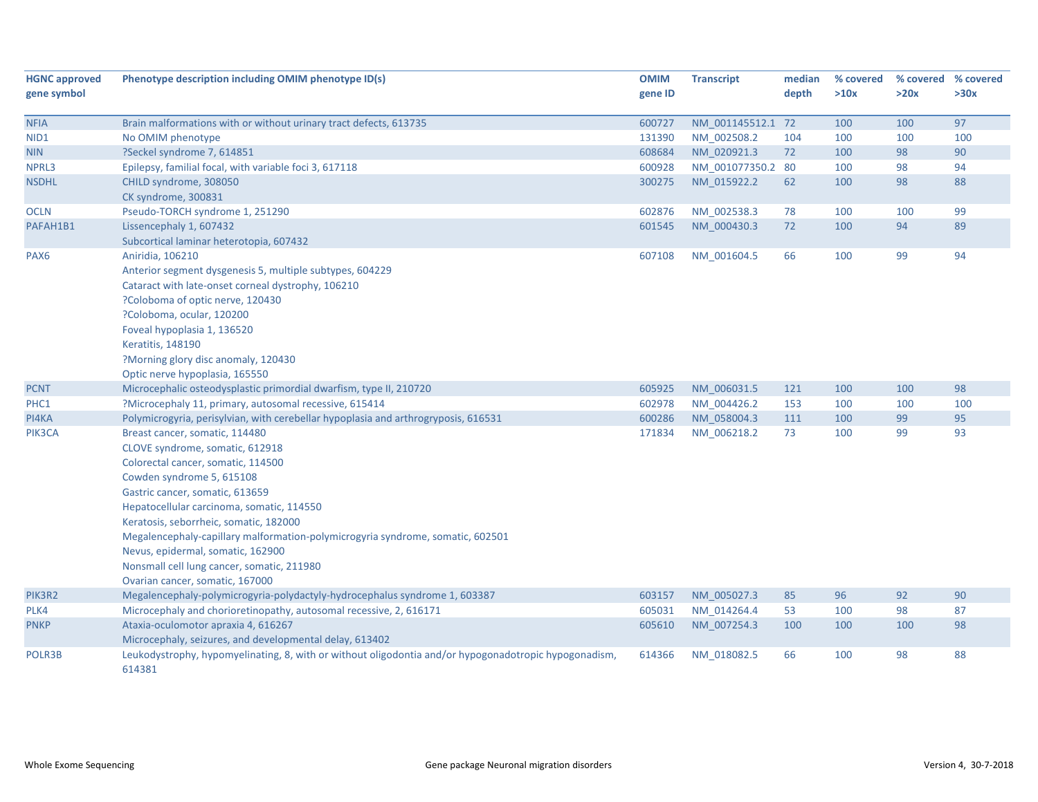| HGNC approved gene symbol | Phenotype description including OMIM phenotype ID(s) | OMIM gene ID | Transcript | median depth | % covered >10x | % covered >20x | % covered >30x |
|---|---|---|---|---|---|---|---|
| NFIA | Brain malformations with or without urinary tract defects, 613735 | 600727 | NM_001145512.1 | 72 | 100 | 100 | 97 |
| NID1 | No OMIM phenotype | 131390 | NM_002508.2 | 104 | 100 | 100 | 100 |
| NIN | ?Seckel syndrome 7, 614851 | 608684 | NM_020921.3 | 72 | 100 | 98 | 90 |
| NPRL3 | Epilepsy, familial focal, with variable foci 3, 617118 | 600928 | NM_001077350.2 | 80 | 100 | 98 | 94 |
| NSDHL | CHILD syndrome, 308050<br>CK syndrome, 300831 | 300275 | NM_015922.2 | 62 | 100 | 98 | 88 |
| OCLN | Pseudo-TORCH syndrome 1, 251290 | 602876 | NM_002538.3 | 78 | 100 | 100 | 99 |
| PAFAH1B1 | Lissencephaly 1, 607432<br>Subcortical laminar heterotopia, 607432 | 601545 | NM_000430.3 | 72 | 100 | 94 | 89 |
| PAX6 | Aniridia, 106210<br>Anterior segment dysgenesis 5, multiple subtypes, 604229<br>Cataract with late-onset corneal dystrophy, 106210<br>?Coloboma of optic nerve, 120430<br>?Coloboma, ocular, 120200<br>Foveal hypoplasia 1, 136520<br>Keratitis, 148190<br>?Morning glory disc anomaly, 120430<br>Optic nerve hypoplasia, 165550 | 607108 | NM_001604.5 | 66 | 100 | 99 | 94 |
| PCNT | Microcephalic osteodysplastic primordial dwarfism, type II, 210720 | 605925 | NM_006031.5 | 121 | 100 | 100 | 98 |
| PHC1 | ?Microcephaly 11, primary, autosomal recessive, 615414 | 602978 | NM_004426.2 | 153 | 100 | 100 | 100 |
| PI4KA | Polymicrogyria, perisylvian, with cerebellar hypoplasia and arthrogryposis, 616531 | 600286 | NM_058004.3 | 111 | 100 | 99 | 95 |
| PIK3CA | Breast cancer, somatic, 114480<br>CLOVE syndrome, somatic, 612918<br>Colorectal cancer, somatic, 114500<br>Cowden syndrome 5, 615108<br>Gastric cancer, somatic, 613659<br>Hepatocellular carcinoma, somatic, 114550<br>Keratosis, seborrheic, somatic, 182000<br>Megalencephaly-capillary malformation-polymicrogyria syndrome, somatic, 602501<br>Nevus, epidermal, somatic, 162900<br>Nonsmall cell lung cancer, somatic, 211980<br>Ovarian cancer, somatic, 167000 | 171834 | NM_006218.2 | 73 | 100 | 99 | 93 |
| PIK3R2 | Megalencephaly-polymicrogyria-polydactyly-hydrocephalus syndrome 1, 603387 | 603157 | NM_005027.3 | 85 | 96 | 92 | 90 |
| PLK4 | Microcephaly and chorioretinopathy, autosomal recessive, 2, 616171 | 605031 | NM_014264.4 | 53 | 100 | 98 | 87 |
| PNKP | Ataxia-oculomotor apraxia 4, 616267<br>Microcephaly, seizures, and developmental delay, 613402 | 605610 | NM_007254.3 | 100 | 100 | 100 | 98 |
| POLR3B | Leukodystrophy, hypomyelinating, 8, with or without oligodontia and/or hypogonadotropic hypogonadism, 614381 | 614366 | NM_018082.5 | 66 | 100 | 98 | 88 |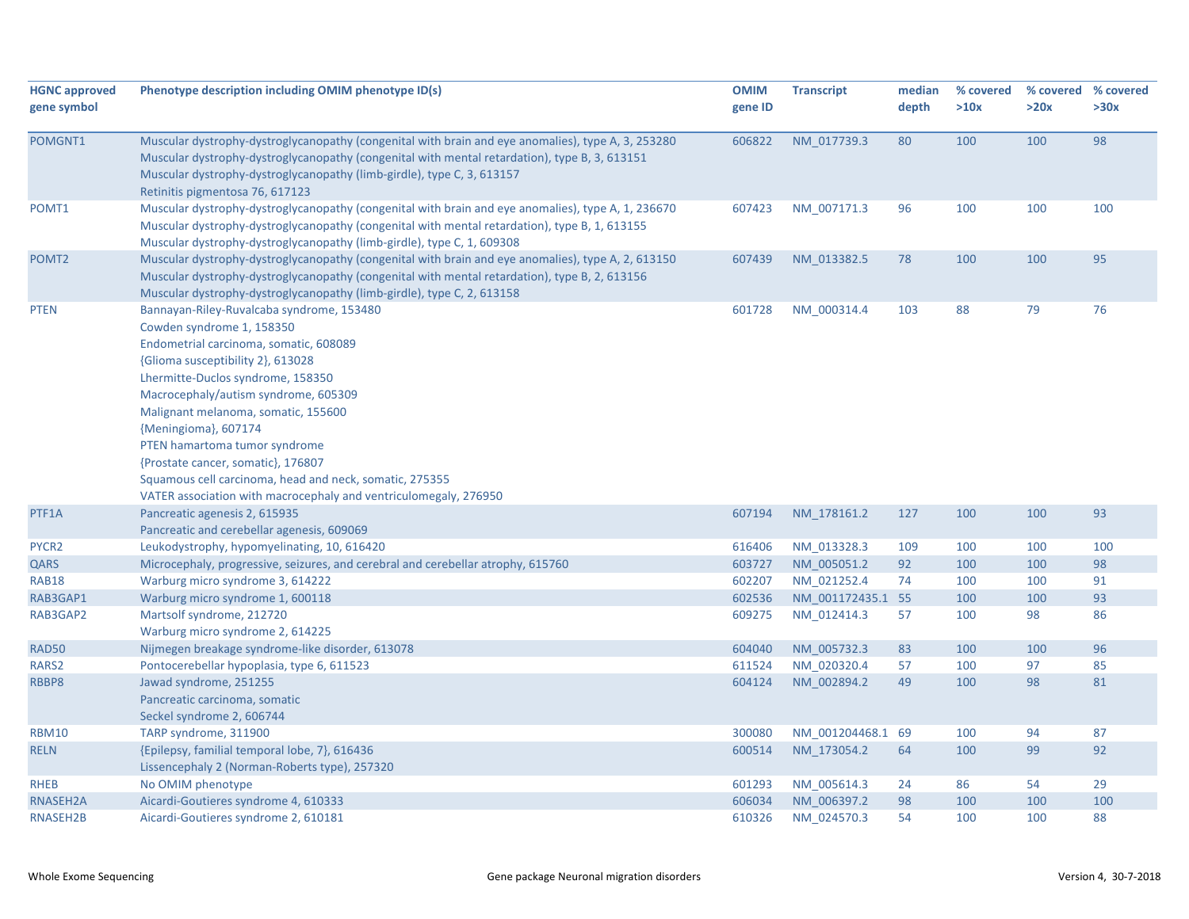| HGNC approved gene symbol | Phenotype description including OMIM phenotype ID(s) | OMIM gene ID | Transcript | median depth | % covered >10x | % covered >20x | % covered >30x |
|---|---|---|---|---|---|---|---|
| POMGNT1 | Muscular dystrophy-dystroglycanopathy (congenital with brain and eye anomalies), type A, 3, 253280<br>Muscular dystrophy-dystroglycanopathy (congenital with mental retardation), type B, 3, 613151<br>Muscular dystrophy-dystroglycanopathy (limb-girdle), type C, 3, 613157<br>Retinitis pigmentosa 76, 617123 | 606822 | NM_017739.3 | 80 | 100 | 100 | 98 |
| POMT1 | Muscular dystrophy-dystroglycanopathy (congenital with brain and eye anomalies), type A, 1, 236670<br>Muscular dystrophy-dystroglycanopathy (congenital with mental retardation), type B, 1, 613155<br>Muscular dystrophy-dystroglycanopathy (limb-girdle), type C, 1, 609308 | 607423 | NM_007171.3 | 96 | 100 | 100 | 100 |
| POMT2 | Muscular dystrophy-dystroglycanopathy (congenital with brain and eye anomalies), type A, 2, 613150<br>Muscular dystrophy-dystroglycanopathy (congenital with mental retardation), type B, 2, 613156<br>Muscular dystrophy-dystroglycanopathy (limb-girdle), type C, 2, 613158 | 607439 | NM_013382.5 | 78 | 100 | 100 | 95 |
| PTEN | Bannayan-Riley-Ruvalcaba syndrome, 153480<br>Cowden syndrome 1, 158350<br>Endometrial carcinoma, somatic, 608089<br>{Glioma susceptibility 2}, 613028<br>Lhermitte-Duclos syndrome, 158350<br>Macrocephaly/autism syndrome, 605309<br>Malignant melanoma, somatic, 155600<br>{Meningioma}, 607174<br>PTEN hamartoma tumor syndrome<br>{Prostate cancer, somatic}, 176807<br>Squamous cell carcinoma, head and neck, somatic, 275355<br>VATER association with macrocephaly and ventriculomegaly, 276950 | 601728 | NM_000314.4 | 103 | 88 | 79 | 76 |
| PTF1A | Pancreatic agenesis 2, 615935<br>Pancreatic and cerebellar agenesis, 609069 | 607194 | NM_178161.2 | 127 | 100 | 100 | 93 |
| PYCR2 | Leukodystrophy, hypomyelinating, 10, 616420 | 616406 | NM_013328.3 | 109 | 100 | 100 | 100 |
| QARS | Microcephaly, progressive, seizures, and cerebral and cerebellar atrophy, 615760 | 603727 | NM_005051.2 | 92 | 100 | 100 | 98 |
| RAB18 | Warburg micro syndrome 3, 614222 | 602207 | NM_021252.4 | 74 | 100 | 100 | 91 |
| RAB3GAP1 | Warburg micro syndrome 1, 600118 | 602536 | NM_001172435.1 | 55 | 100 | 100 | 93 |
| RAB3GAP2 | Martsolf syndrome, 212720<br>Warburg micro syndrome 2, 614225 | 609275 | NM_012414.3 | 57 | 100 | 98 | 86 |
| RAD50 | Nijmegen breakage syndrome-like disorder, 613078 | 604040 | NM_005732.3 | 83 | 100 | 100 | 96 |
| RARS2 | Pontocerebellar hypoplasia, type 6, 611523 | 611524 | NM_020320.4 | 57 | 100 | 97 | 85 |
| RBBP8 | Jawad syndrome, 251255<br>Pancreatic carcinoma, somatic<br>Seckel syndrome 2, 606744 | 604124 | NM_002894.2 | 49 | 100 | 98 | 81 |
| RBM10 | TARP syndrome, 311900 | 300080 | NM_001204468.1 | 69 | 100 | 94 | 87 |
| RELN | {Epilepsy, familial temporal lobe, 7}, 616436<br>Lissencephaly 2 (Norman-Roberts type), 257320 | 600514 | NM_173054.2 | 64 | 100 | 99 | 92 |
| RHEB | No OMIM phenotype | 601293 | NM_005614.3 | 24 | 86 | 54 | 29 |
| RNASEH2A | Aicardi-Goutieres syndrome 4, 610333 | 606034 | NM_006397.2 | 98 | 100 | 100 | 100 |
| RNASEH2B | Aicardi-Goutieres syndrome 2, 610181 | 610326 | NM_024570.3 | 54 | 100 | 100 | 88 |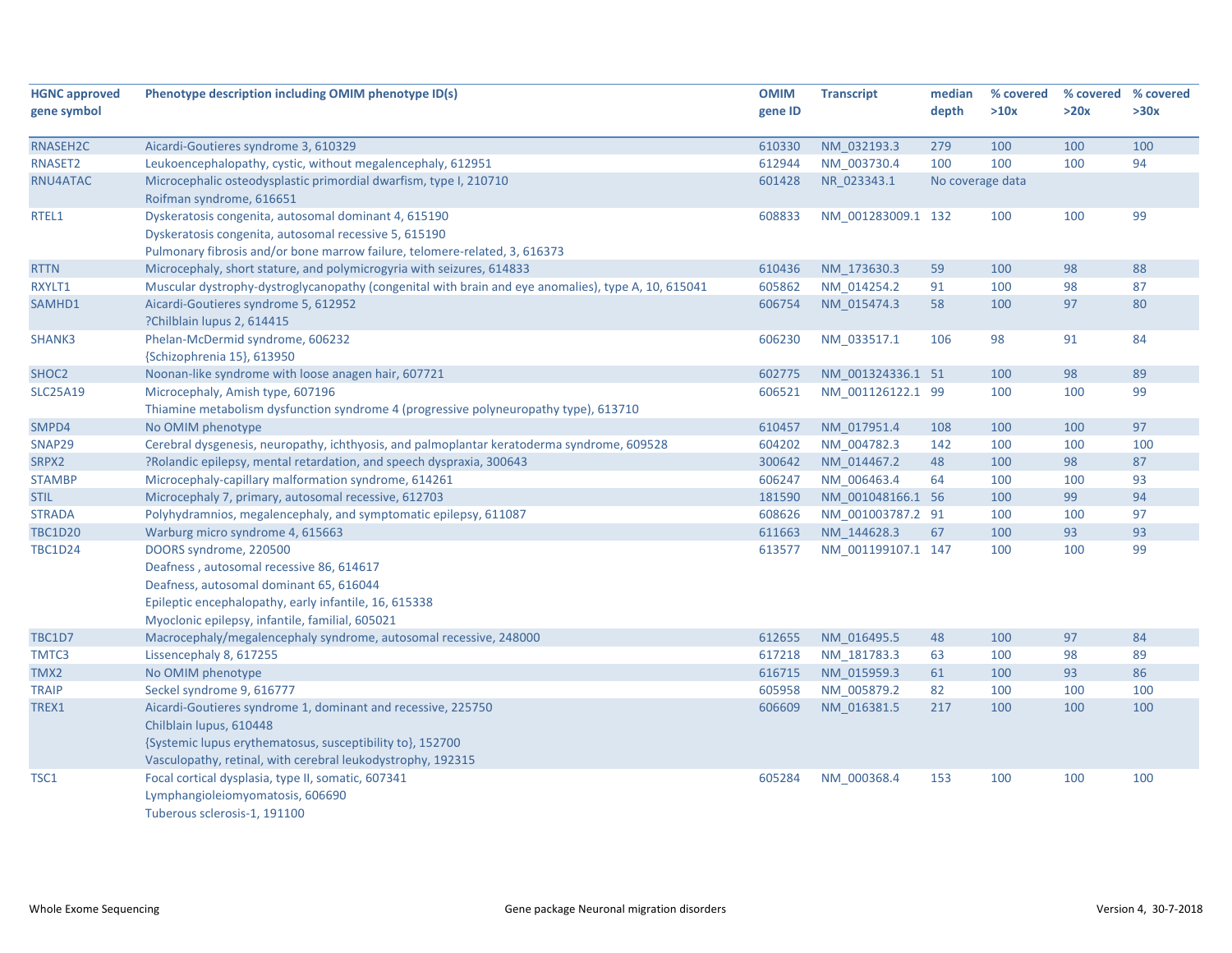| HGNC approved gene symbol | Phenotype description including OMIM phenotype ID(s) | OMIM gene ID | Transcript | median depth | % covered >10x | % covered >20x | % covered >30x |
|---|---|---|---|---|---|---|---|
| RNASEH2C | Aicardi-Goutieres syndrome 3, 610329 | 610330 | NM_032193.3 | 279 | 100 | 100 | 100 |
| RNASET2 | Leukoencephalopathy, cystic, without megalencephaly, 612951 | 612944 | NM_003730.4 | 100 | 100 | 100 | 94 |
| RNU4ATAC | Microcephalic osteodysplastic primordial dwarfism, type I, 210710<br>Roifman syndrome, 616651 | 601428 | NR_023343.1 | No coverage data | | | |
| RTEL1 | Dyskeratosis congenita, autosomal dominant 4, 615190<br>Dyskeratosis congenita, autosomal recessive 5, 615190<br>Pulmonary fibrosis and/or bone marrow failure, telomere-related, 3, 616373 | 608833 | NM_001283009.1 | 132 | 100 | 100 | 99 |
| RTTN | Microcephaly, short stature, and polymicrogyria with seizures, 614833 | 610436 | NM_173630.3 | 59 | 100 | 98 | 88 |
| RXYLT1 | Muscular dystrophy-dystroglycanopathy (congenital with brain and eye anomalies), type A, 10, 615041 | 605862 | NM_014254.2 | 91 | 100 | 98 | 87 |
| SAMHD1 | Aicardi-Goutieres syndrome 5, 612952<br>?Chilblain lupus 2, 614415 | 606754 | NM_015474.3 | 58 | 100 | 97 | 80 |
| SHANK3 | Phelan-McDermid syndrome, 606232<br>{Schizophrenia 15}, 613950 | 606230 | NM_033517.1 | 106 | 98 | 91 | 84 |
| SHOC2 | Noonan-like syndrome with loose anagen hair, 607721 | 602775 | NM_001324336.1 | 51 | 100 | 98 | 89 |
| SLC25A19 | Microcephaly, Amish type, 607196<br>Thiamine metabolism dysfunction syndrome 4 (progressive polyneuropathy type), 613710 | 606521 | NM_001126122.1 | 99 | 100 | 100 | 99 |
| SMPD4 | No OMIM phenotype | 610457 | NM_017951.4 | 108 | 100 | 100 | 97 |
| SNAP29 | Cerebral dysgenesis, neuropathy, ichthyosis, and palmoplantar keratoderma syndrome, 609528 | 604202 | NM_004782.3 | 142 | 100 | 100 | 100 |
| SRPX2 | ?Rolandic epilepsy, mental retardation, and speech dyspraxia, 300643 | 300642 | NM_014467.2 | 48 | 100 | 98 | 87 |
| STAMBP | Microcephaly-capillary malformation syndrome, 614261 | 606247 | NM_006463.4 | 64 | 100 | 100 | 93 |
| STIL | Microcephaly 7, primary, autosomal recessive, 612703 | 181590 | NM_001048166.1 | 56 | 100 | 99 | 94 |
| STRADA | Polyhydramnios, megalencephaly, and symptomatic epilepsy, 611087 | 608626 | NM_001003787.2 | 91 | 100 | 100 | 97 |
| TBC1D20 | Warburg micro syndrome 4, 615663 | 611663 | NM_144628.3 | 67 | 100 | 93 | 93 |
| TBC1D24 | DOORS syndrome, 220500<br>Deafness , autosomal recessive 86, 614617<br>Deafness, autosomal dominant 65, 616044<br>Epileptic encephalopathy, early infantile, 16, 615338<br>Myoclonic epilepsy, infantile, familial, 605021 | 613577 | NM_001199107.1 | 147 | 100 | 100 | 99 |
| TBC1D7 | Macrocephaly/megalencephaly syndrome, autosomal recessive, 248000 | 612655 | NM_016495.5 | 48 | 100 | 97 | 84 |
| TMTC3 | Lissencephaly 8, 617255 | 617218 | NM_181783.3 | 63 | 100 | 98 | 89 |
| TMX2 | No OMIM phenotype | 616715 | NM_015959.3 | 61 | 100 | 93 | 86 |
| TRAIP | Seckel syndrome 9, 616777 | 605958 | NM_005879.2 | 82 | 100 | 100 | 100 |
| TREX1 | Aicardi-Goutieres syndrome 1, dominant and recessive, 225750<br>Chilblain lupus, 610448<br>{Systemic lupus erythematosus, susceptibility to}, 152700<br>Vasculopathy, retinal, with cerebral leukodystrophy, 192315 | 606609 | NM_016381.5 | 217 | 100 | 100 | 100 |
| TSC1 | Focal cortical dysplasia, type II, somatic, 607341<br>Lymphangioleiomyomatosis, 606690<br>Tuberous sclerosis-1, 191100 | 605284 | NM_000368.4 | 153 | 100 | 100 | 100 |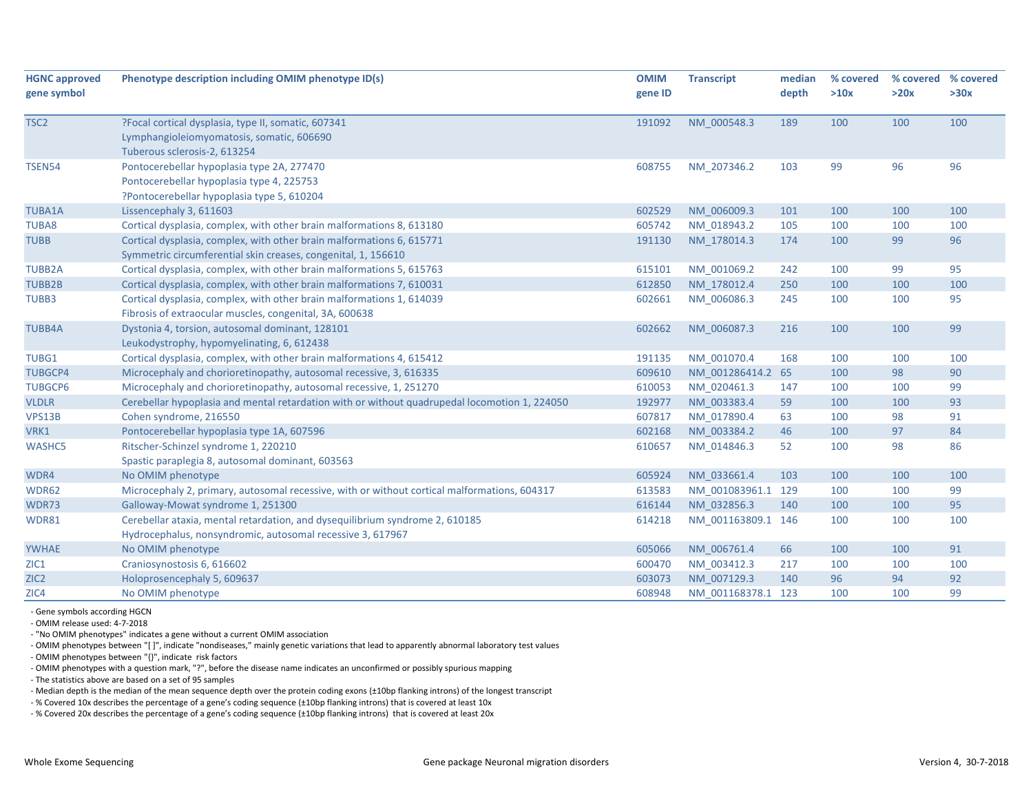| HGNC approved gene symbol | Phenotype description including OMIM phenotype ID(s) | OMIM gene ID | Transcript | median depth | % covered >10x | % covered >20x | % covered >30x |
|---|---|---|---|---|---|---|---|
| TSC2 | ?Focal cortical dysplasia, type II, somatic, 607341<br>Lymphangioleiomyomatosis, somatic, 606690<br>Tuberous sclerosis-2, 613254 | 191092 | NM_000548.3 | 189 | 100 | 100 | 100 |
| TSEN54 | Pontocerebellar hypoplasia type 2A, 277470<br>Pontocerebellar hypoplasia type 4, 225753<br>?Pontocerebellar hypoplasia type 5, 610204 | 608755 | NM_207346.2 | 103 | 99 | 96 | 96 |
| TUBA1A | Lissencephaly 3, 611603 | 602529 | NM_006009.3 | 101 | 100 | 100 | 100 |
| TUBA8 | Cortical dysplasia, complex, with other brain malformations 8, 613180 | 605742 | NM_018943.2 | 105 | 100 | 100 | 100 |
| TUBB | Cortical dysplasia, complex, with other brain malformations 6, 615771<br>Symmetric circumferential skin creases, congenital, 1, 156610 | 191130 | NM_178014.3 | 174 | 100 | 99 | 96 |
| TUBB2A | Cortical dysplasia, complex, with other brain malformations 5, 615763 | 615101 | NM_001069.2 | 242 | 100 | 99 | 95 |
| TUBB2B | Cortical dysplasia, complex, with other brain malformations 7, 610031 | 612850 | NM_178012.4 | 250 | 100 | 100 | 100 |
| TUBB3 | Cortical dysplasia, complex, with other brain malformations 1, 614039<br>Fibrosis of extraocular muscles, congenital, 3A, 600638 | 602661 | NM_006086.3 | 245 | 100 | 100 | 95 |
| TUBB4A | Dystonia 4, torsion, autosomal dominant, 128101<br>Leukodystrophy, hypomyelinating, 6, 612438 | 602662 | NM_006087.3 | 216 | 100 | 100 | 99 |
| TUBG1 | Cortical dysplasia, complex, with other brain malformations 4, 615412 | 191135 | NM_001070.4 | 168 | 100 | 100 | 100 |
| TUBGCP4 | Microcephaly and chorioretinopathy, autosomal recessive, 3, 616335 | 609610 | NM_001286414.2 | 65 | 100 | 98 | 90 |
| TUBGCP6 | Microcephaly and chorioretinopathy, autosomal recessive, 1, 251270 | 610053 | NM_020461.3 | 147 | 100 | 100 | 99 |
| VLDLR | Cerebellar hypoplasia and mental retardation with or without quadrupedal locomotion 1, 224050 | 192977 | NM_003383.4 | 59 | 100 | 100 | 93 |
| VPS13B | Cohen syndrome, 216550 | 607817 | NM_017890.4 | 63 | 100 | 98 | 91 |
| VRK1 | Pontocerebellar hypoplasia type 1A, 607596 | 602168 | NM_003384.2 | 46 | 100 | 97 | 84 |
| WASHC5 | Ritscher-Schinzel syndrome 1, 220210<br>Spastic paraplegia 8, autosomal dominant, 603563 | 610657 | NM_014846.3 | 52 | 100 | 98 | 86 |
| WDR4 | No OMIM phenotype | 605924 | NM_033661.4 | 103 | 100 | 100 | 100 |
| WDR62 | Microcephaly 2, primary, autosomal recessive, with or without cortical malformations, 604317 | 613583 | NM_001083961.1 | 129 | 100 | 100 | 99 |
| WDR73 | Galloway-Mowat syndrome 1, 251300 | 616144 | NM_032856.3 | 140 | 100 | 100 | 95 |
| WDR81 | Cerebellar ataxia, mental retardation, and dysequilibrium syndrome 2, 610185<br>Hydrocephalus, nonsyndromic, autosomal recessive 3, 617967 | 614218 | NM_001163809.1 | 146 | 100 | 100 | 100 |
| YWHAE | No OMIM phenotype | 605066 | NM_006761.4 | 66 | 100 | 100 | 91 |
| ZIC1 | Craniosynostosis 6, 616602 | 600470 | NM_003412.3 | 217 | 100 | 100 | 100 |
| ZIC2 | Holoprosencephaly 5, 609637 | 603073 | NM_007129.3 | 140 | 96 | 94 | 92 |
| ZIC4 | No OMIM phenotype | 608948 | NM_001168378.1 | 123 | 100 | 100 | 99 |

- Gene symbols according HGCN
- OMIM release used: 4-7-2018
- "No OMIM phenotypes" indicates a gene without a current OMIM association
- OMIM phenotypes between "[ ]", indicate "nondiseases," mainly genetic variations that lead to apparently abnormal laboratory test values
- OMIM phenotypes between "{}", indicate risk factors
- OMIM phenotypes with a question mark, "?", before the disease name indicates an unconfirmed or possibly spurious mapping
- The statistics above are based on a set of 95 samples
- Median depth is the median of the mean sequence depth over the protein coding exons (±10bp flanking introns) of the longest transcript
- % Covered 10x describes the percentage of a gene's coding sequence (±10bp flanking introns) that is covered at least 10x
- % Covered 20x describes the percentage of a gene's coding sequence (±10bp flanking introns) that is covered at least 20x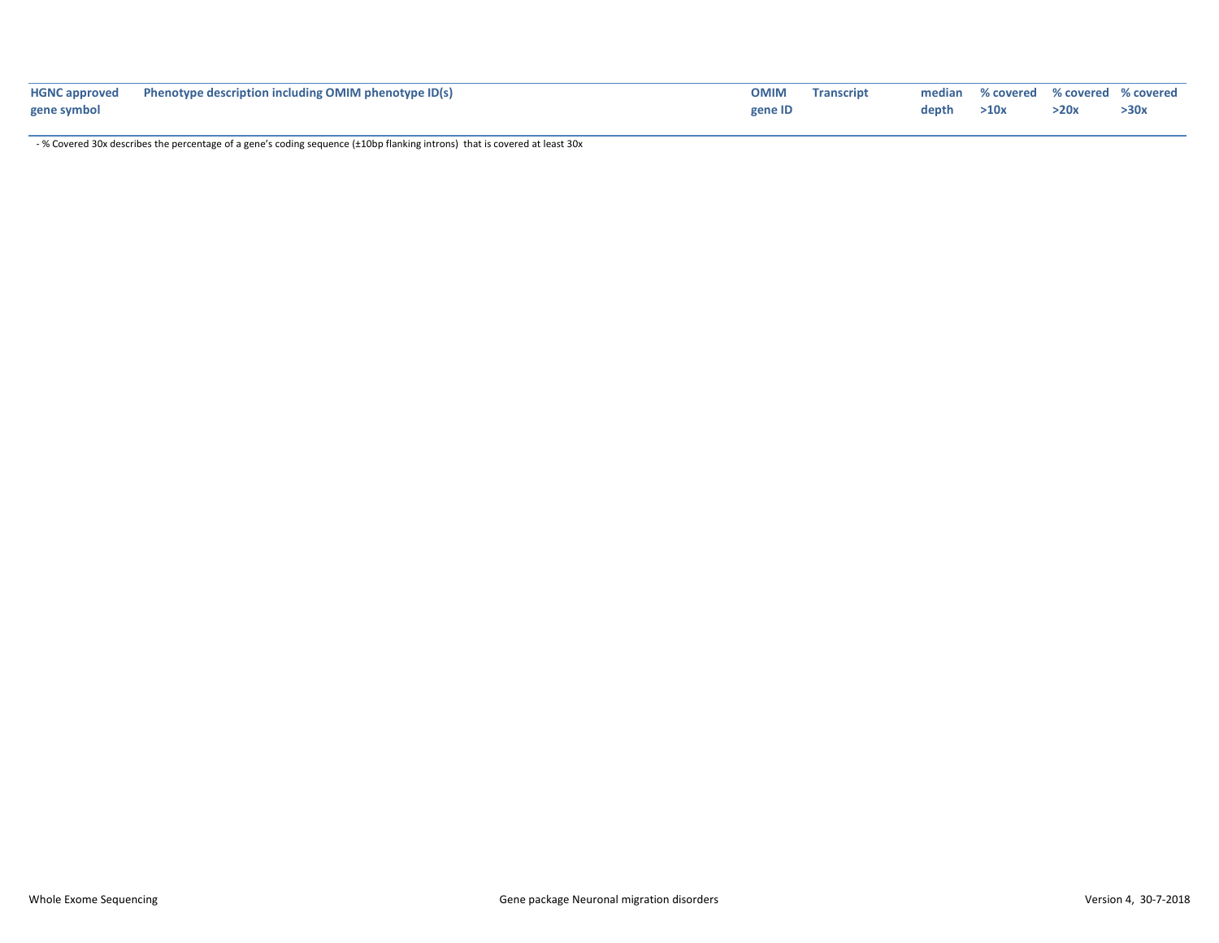| HGNC approved gene symbol | Phenotype description including OMIM phenotype ID(s) | OMIM gene ID | Transcript | median depth | % covered >10x | % covered >20x | % covered >30x |
|---|---|---|---|---|---|---|---|

- % Covered 30x describes the percentage of a gene's coding sequence (±10bp flanking introns) that is covered at least 30x